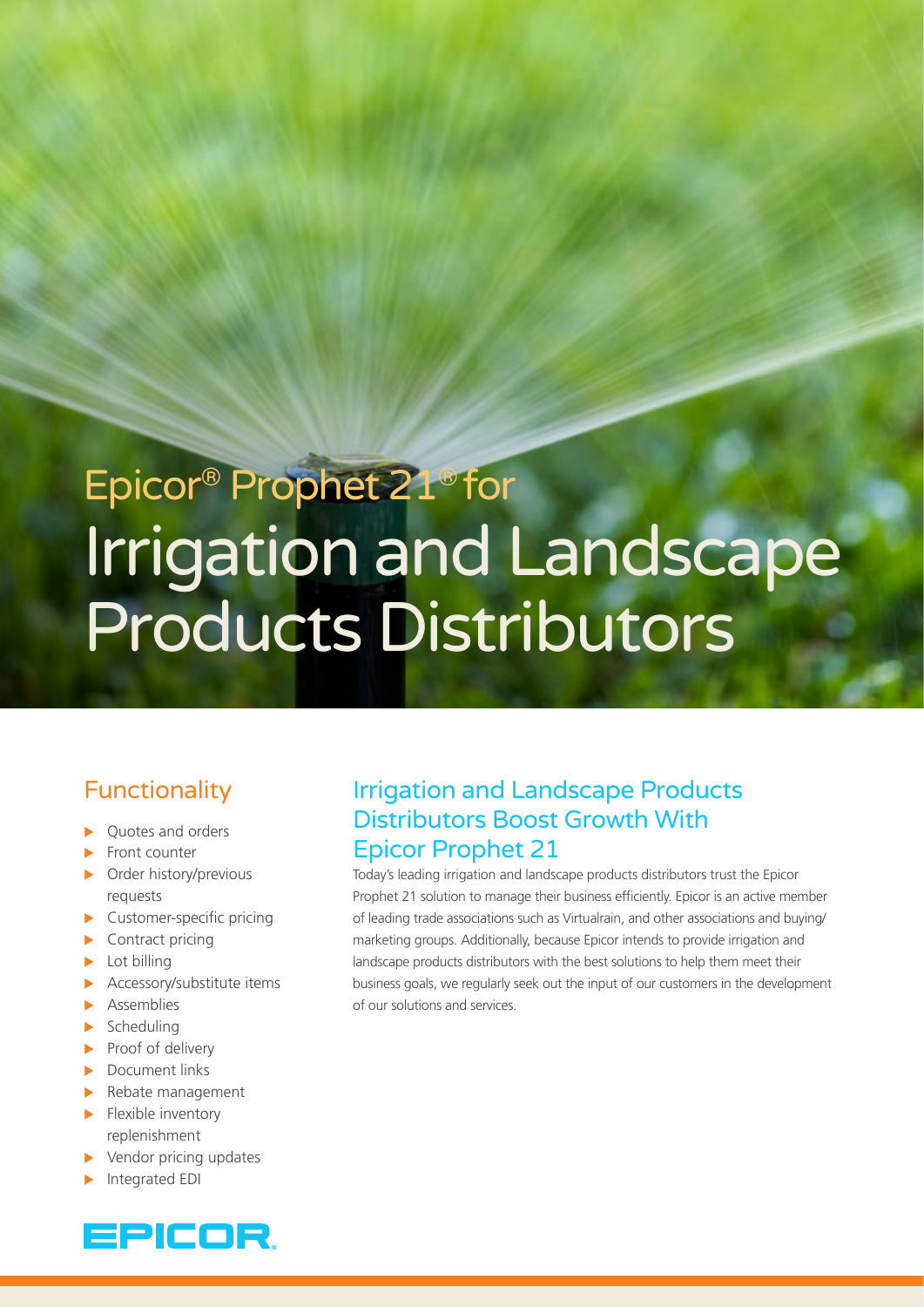# Epicor® Prophet 21® for Irrigation and Landscape Products Distributors

## Functionality

- Quotes and orders
- Front counter
- Order history/previous requests
- Customer-specific pricing
- Contract pricing
- Lot billing
- Accessory/substitute items
- Assemblies
- Scheduling
- Proof of delivery
- Document links
- Rebate management
- Flexible inventory replenishment
- Vendor pricing updates
- Integrated EDI

## Irrigation and Landscape Products Distributors Boost Growth With Epicor Prophet 21

Today's leading irrigation and landscape products distributors trust the Epicor Prophet 21 solution to manage their business efficiently. Epicor is an active member of leading trade associations such as Virtualrain, and other associations and buying/marketing groups. Additionally, because Epicor intends to provide irrigation and landscape products distributors with the best solutions to help them meet their business goals, we regularly seek out the input of our customers in the development of our solutions and services.

EPICOR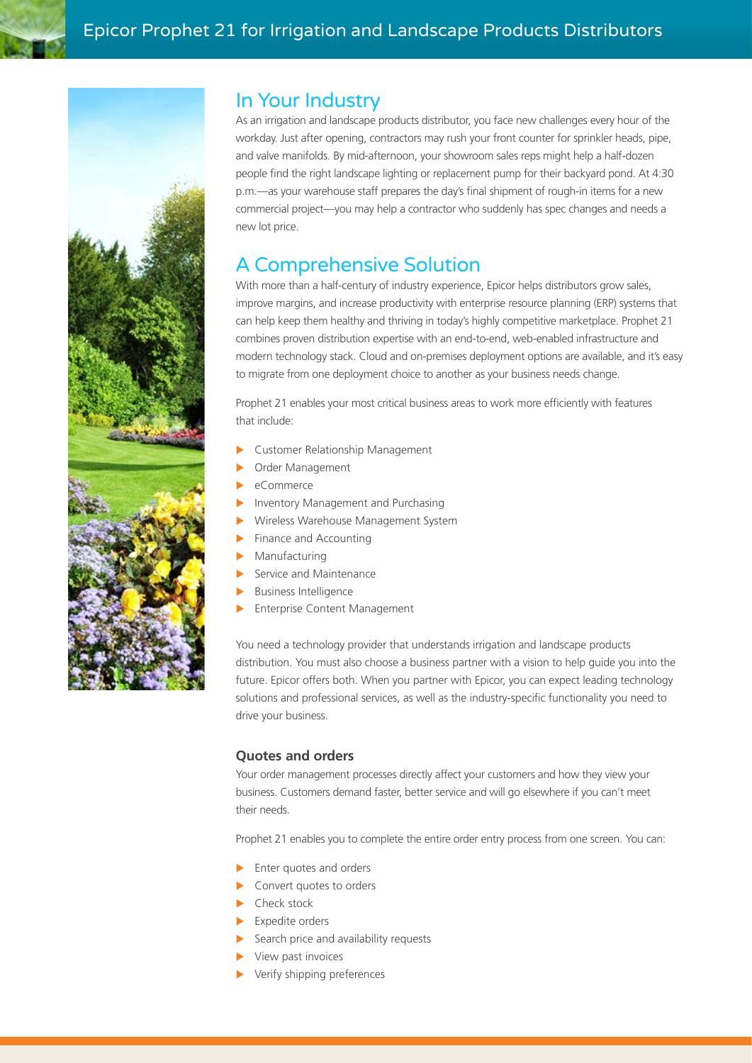## In Your Industry

As an irrigation and landscape products distributor, you face new challenges every hour of the workday. Just after opening, contractors may rush your front counter for sprinkler heads, pipe, and valve manifolds. By mid-afternoon, your showroom sales reps might help a half-dozen people find the right landscape lighting or replacement pump for their backyard pond. At 4:30 p.m.—as your warehouse staff prepares the day's final shipment of rough-in items for a new commercial project—you may help a contractor who suddenly has spec changes and needs a new lot price.

## A Comprehensive Solution

With more than a half-century of industry experience, Epicor helps distributors grow sales, improve margins, and increase productivity with enterprise resource planning (ERP) systems that can help keep them healthy and thriving in today's highly competitive marketplace. Prophet 21 combines proven distribution expertise with an end-to-end, web-enabled infrastructure and modern technology stack. Cloud and on-premises deployment options are available, and it's easy to migrate from one deployment choice to another as your business needs change.

Prophet 21 enables your most critical business areas to work more efficiently with features that include:

- Customer Relationship Management
- Order Management
- eCommerce
- Inventory Management and Purchasing
- Wireless Warehouse Management System
- Finance and Accounting
- Manufacturing
- Service and Maintenance
- Business Intelligence
- Enterprise Content Management

You need a technology provider that understands irrigation and landscape products distribution. You must also choose a business partner with a vision to help guide you into the future. Epicor offers both. When you partner with Epicor, you can expect leading technology solutions and professional services, as well as the industry-specific functionality you need to drive your business.

### Quotes and orders

Your order management processes directly affect your customers and how they view your business. Customers demand faster, better service and will go elsewhere if you can't meet their needs.

Prophet 21 enables you to complete the entire order entry process from one screen. You can:

- Enter quotes and orders
- Convert quotes to orders
- Check stock
- Expedite orders
- Search price and availability requests
- View past invoices
- Verify shipping preferences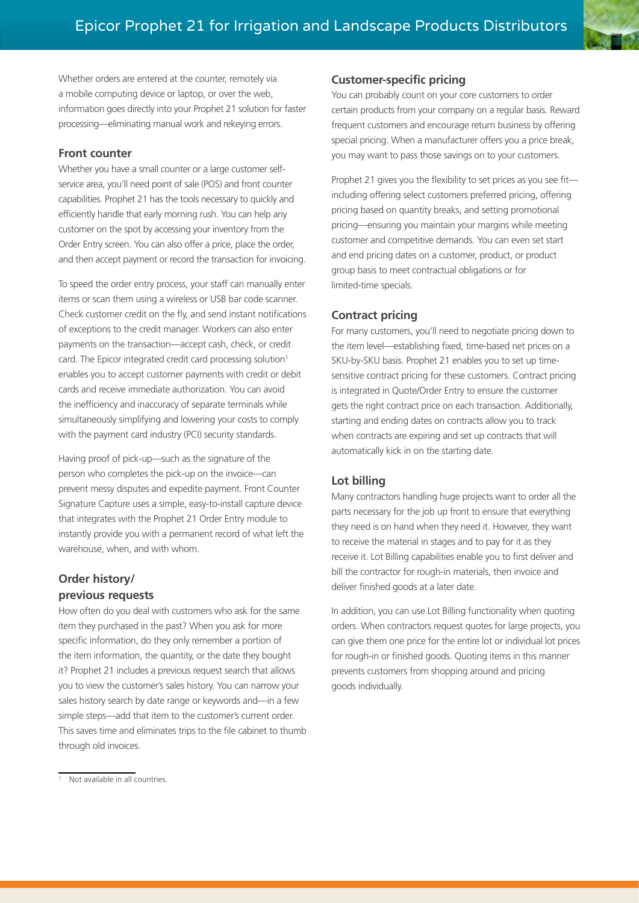Whether orders are entered at the counter, remotely via a mobile computing device or laptop, or over the web, information goes directly into your Prophet 21 solution for faster processing—eliminating manual work and rekeying errors.

### Front counter

Whether you have a small counter or a large customer self-service area, you'll need point of sale (POS) and front counter capabilities. Prophet 21 has the tools necessary to quickly and efficiently handle that early morning rush. You can help any customer on the spot by accessing your inventory from the Order Entry screen. You can also offer a price, place the order, and then accept payment or record the transaction for invoicing.

To speed the order entry process, your staff can manually enter items or scan them using a wireless or USB bar code scanner. Check customer credit on the fly, and send instant notifications of exceptions to the credit manager. Workers can also enter payments on the transaction—accept cash, check, or credit card. The Epicor integrated credit card processing solution[1] enables you to accept customer payments with credit or debit cards and receive immediate authorization. You can avoid the inefficiency and inaccuracy of separate terminals while simultaneously simplifying and lowering your costs to comply with the payment card industry (PCI) security standards.

Having proof of pick-up—such as the signature of the person who completes the pick-up on the invoice—can prevent messy disputes and expedite payment. Front Counter Signature Capture uses a simple, easy-to-install capture device that integrates with the Prophet 21 Order Entry module to instantly provide you with a permanent record of what left the warehouse, when, and with whom.

### Order history/ previous requests

How often do you deal with customers who ask for the same item they purchased in the past? When you ask for more specific information, do they only remember a portion of the item information, the quantity, or the date they bought it? Prophet 21 includes a previous request search that allows you to view the customer's sales history. You can narrow your sales history search by date range or keywords and—in a few simple steps—add that item to the customer's current order. This saves time and eliminates trips to the file cabinet to thumb through old invoices.

### Customer-specific pricing

You can probably count on your core customers to order certain products from your company on a regular basis. Reward frequent customers and encourage return business by offering special pricing. When a manufacturer offers you a price break, you may want to pass those savings on to your customers.

Prophet 21 gives you the flexibility to set prices as you see fit—including offering select customers preferred pricing, offering pricing based on quantity breaks, and setting promotional pricing—ensuring you maintain your margins while meeting customer and competitive demands. You can even set start and end pricing dates on a customer, product, or product group basis to meet contractual obligations or for limited-time specials.

### Contract pricing

For many customers, you'll need to negotiate pricing down to the item level—establishing fixed, time-based net prices on a SKU-by-SKU basis. Prophet 21 enables you to set up time-sensitive contract pricing for these customers. Contract pricing is integrated in Quote/Order Entry to ensure the customer gets the right contract price on each transaction. Additionally, starting and ending dates on contracts allow you to track when contracts are expiring and set up contracts that will automatically kick in on the starting date.

### Lot billing

Many contractors handling huge projects want to order all the parts necessary for the job up front to ensure that everything they need is on hand when they need it. However, they want to receive the material in stages and to pay for it as they receive it. Lot Billing capabilities enable you to first deliver and bill the contractor for rough-in materials, then invoice and deliver finished goods at a later date.

In addition, you can use Lot Billing functionality when quoting orders. When contractors request quotes for large projects, you can give them one price for the entire lot or individual lot prices for rough-in or finished goods. Quoting items in this manner prevents customers from shopping around and pricing goods individually.

---

[1] Not available in all countries.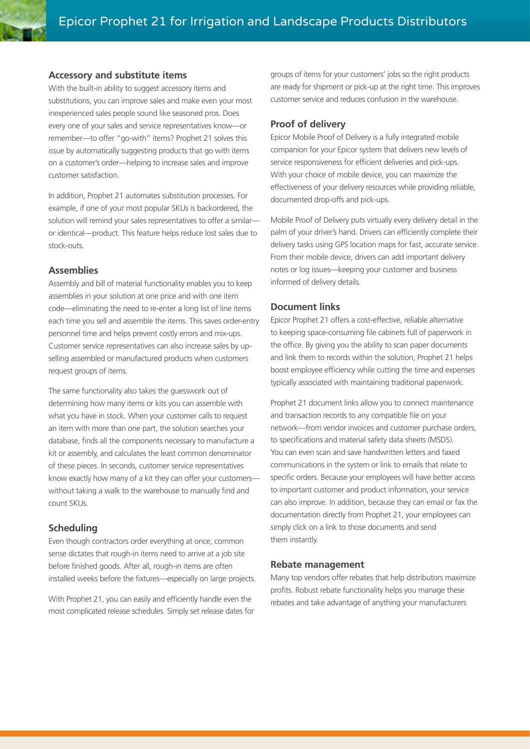### Accessory and substitute items

With the built-in ability to suggest accessory items and substitutions, you can improve sales and make even your most inexperienced sales people sound like seasoned pros. Does every one of your sales and service representatives know—or remember—to offer "go-with" items? Prophet 21 solves this issue by automatically suggesting products that go with items on a customer's order—helping to increase sales and improve customer satisfaction.

In addition, Prophet 21 automates substitution processes. For example, if one of your most popular SKUs is backordered, the solution will remind your sales representatives to offer a similar—or identical—product. This feature helps reduce lost sales due to stock-outs.

### Assemblies

Assembly and bill of material functionality enables you to keep assemblies in your solution at one price and with one item code—eliminating the need to re-enter a long list of line items each time you sell and assemble the items. This saves order-entry personnel time and helps prevent costly errors and mix-ups. Customer service representatives can also increase sales by up-selling assembled or manufactured products when customers request groups of items.

The same functionality also takes the guesswork out of determining how many items or kits you can assemble with what you have in stock. When your customer calls to request an item with more than one part, the solution searches your database, finds all the components necessary to manufacture a kit or assembly, and calculates the least common denominator of these pieces. In seconds, customer service representatives know exactly how many of a kit they can offer your customers—without taking a walk to the warehouse to manually find and count SKUs.

### Scheduling

Even though contractors order everything at once, common sense dictates that rough-in items need to arrive at a job site before finished goods. After all, rough-in items are often installed weeks before the fixtures—especially on large projects.

With Prophet 21, you can easily and efficiently handle even the most complicated release schedules. Simply set release dates for groups of items for your customers' jobs so the right products are ready for shipment or pick-up at the right time. This improves customer service and reduces confusion in the warehouse.

### Proof of delivery

Epicor Mobile Proof of Delivery is a fully integrated mobile companion for your Epicor system that delivers new levels of service responsiveness for efficient deliveries and pick-ups. With your choice of mobile device, you can maximize the effectiveness of your delivery resources while providing reliable, documented drop-offs and pick-ups.

Mobile Proof of Delivery puts virtually every delivery detail in the palm of your driver's hand. Drivers can efficiently complete their delivery tasks using GPS location maps for fast, accurate service. From their mobile device, drivers can add important delivery notes or log issues—keeping your customer and business informed of delivery details.

### Document links

Epicor Prophet 21 offers a cost-effective, reliable alternative to keeping space-consuming file cabinets full of paperwork in the office. By giving you the ability to scan paper documents and link them to records within the solution, Prophet 21 helps boost employee efficiency while cutting the time and expenses typically associated with maintaining traditional paperwork.

Prophet 21 document links allow you to connect maintenance and transaction records to any compatible file on your network—from vendor invoices and customer purchase orders, to specifications and material safety data sheets (MSDS). You can even scan and save handwritten letters and faxed communications in the system or link to emails that relate to specific orders. Because your employees will have better access to important customer and product information, your service can also improve. In addition, because they can email or fax the documentation directly from Prophet 21, your employees can simply click on a link to those documents and send them instantly.

### Rebate management

Many top vendors offer rebates that help distributors maximize profits. Robust rebate functionality helps you manage these rebates and take advantage of anything your manufacturers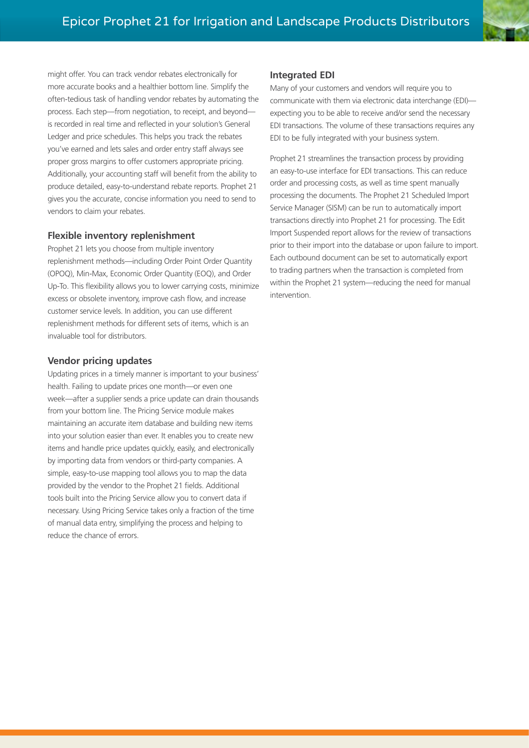might offer. You can track vendor rebates electronically for more accurate books and a healthier bottom line. Simplify the often-tedious task of handling vendor rebates by automating the process. Each step—from negotiation, to receipt, and beyond—is recorded in real time and reflected in your solution's General Ledger and price schedules. This helps you track the rebates you've earned and lets sales and order entry staff always see proper gross margins to offer customers appropriate pricing. Additionally, your accounting staff will benefit from the ability to produce detailed, easy-to-understand rebate reports. Prophet 21 gives you the accurate, concise information you need to send to vendors to claim your rebates.

### Flexible inventory replenishment

Prophet 21 lets you choose from multiple inventory replenishment methods—including Order Point Order Quantity (OPOQ), Min-Max, Economic Order Quantity (EOQ), and Order Up-To. This flexibility allows you to lower carrying costs, minimize excess or obsolete inventory, improve cash flow, and increase customer service levels. In addition, you can use different replenishment methods for different sets of items, which is an invaluable tool for distributors.

### Vendor pricing updates

Updating prices in a timely manner is important to your business' health. Failing to update prices one month—or even one week—after a supplier sends a price update can drain thousands from your bottom line. The Pricing Service module makes maintaining an accurate item database and building new items into your solution easier than ever. It enables you to create new items and handle price updates quickly, easily, and electronically by importing data from vendors or third-party companies. A simple, easy-to-use mapping tool allows you to map the data provided by the vendor to the Prophet 21 fields. Additional tools built into the Pricing Service allow you to convert data if necessary. Using Pricing Service takes only a fraction of the time of manual data entry, simplifying the process and helping to reduce the chance of errors.

### Integrated EDI

Many of your customers and vendors will require you to communicate with them via electronic data interchange (EDI)—expecting you to be able to receive and/or send the necessary EDI transactions. The volume of these transactions requires any EDI to be fully integrated with your business system.

Prophet 21 streamlines the transaction process by providing an easy-to-use interface for EDI transactions. This can reduce order and processing costs, as well as time spent manually processing the documents. The Prophet 21 Scheduled Import Service Manager (SISM) can be run to automatically import transactions directly into Prophet 21 for processing. The Edit Import Suspended report allows for the review of transactions prior to their import into the database or upon failure to import. Each outbound document can be set to automatically export to trading partners when the transaction is completed from within the Prophet 21 system—reducing the need for manual intervention.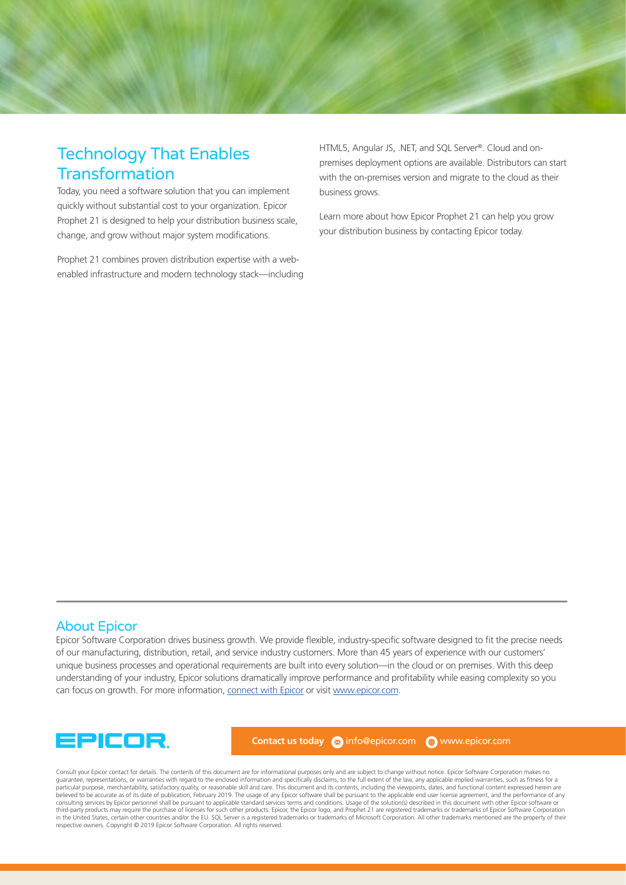## Technology That Enables Transformation

Today, you need a software solution that you can implement quickly without substantial cost to your organization. Epicor Prophet 21 is designed to help your distribution business scale, change, and grow without major system modifications.

Prophet 21 combines proven distribution expertise with a web-enabled infrastructure and modern technology stack—including HTML5, Angular JS, .NET, and SQL Server®. Cloud and on-premises deployment options are available. Distributors can start with the on-premises version and migrate to the cloud as their business grows.

Learn more about how Epicor Prophet 21 can help you grow your distribution business by contacting Epicor today.

## About Epicor

Epicor Software Corporation drives business growth. We provide flexible, industry-specific software designed to fit the precise needs of our manufacturing, distribution, retail, and service industry customers. More than 45 years of experience with our customers' unique business processes and operational requirements are built into every solution—in the cloud or on premises. With this deep understanding of your industry, Epicor solutions dramatically improve performance and profitability while easing complexity so you can focus on growth. For more information, connect with Epicor or visit www.epicor.com.

EPICOR.

**Contact us today** info@epicor.com www.epicor.com

Consult your Epicor contact for details. The contents of this document are for informational purposes only and are subject to change without notice. Epicor Software Corporation makes no guarantee, representations, or warranties with regard to the enclosed information and specifically disclaims, to the full extent of the law, any applicable implied warranties, such as fitness for a particular purpose, merchantability, satisfactory quality, or reasonable skill and care. This document and its contents, including the viewpoints, dates, and functional content expressed herein are believed to be accurate as of its date of publication, February 2019. The usage of any Epicor software shall be pursuant to the applicable end user license agreement, and the performance of any consulting services by Epicor personnel shall be pursuant to applicable standard services terms and conditions. Usage of the solution(s) described in this document with other Epicor software or third-party products may require the purchase of licenses for such other products. Epicor, the Epicor logo, and Prophet 21 are registered trademarks or trademarks of Epicor Software Corporation in the United States, certain other countries and/or the EU. SQL Server is a registered trademarks or trademarks of Microsoft Corporation. All other trademarks mentioned are the property of their respective owners. Copyright © 2019 Epicor Software Corporation. All rights reserved.